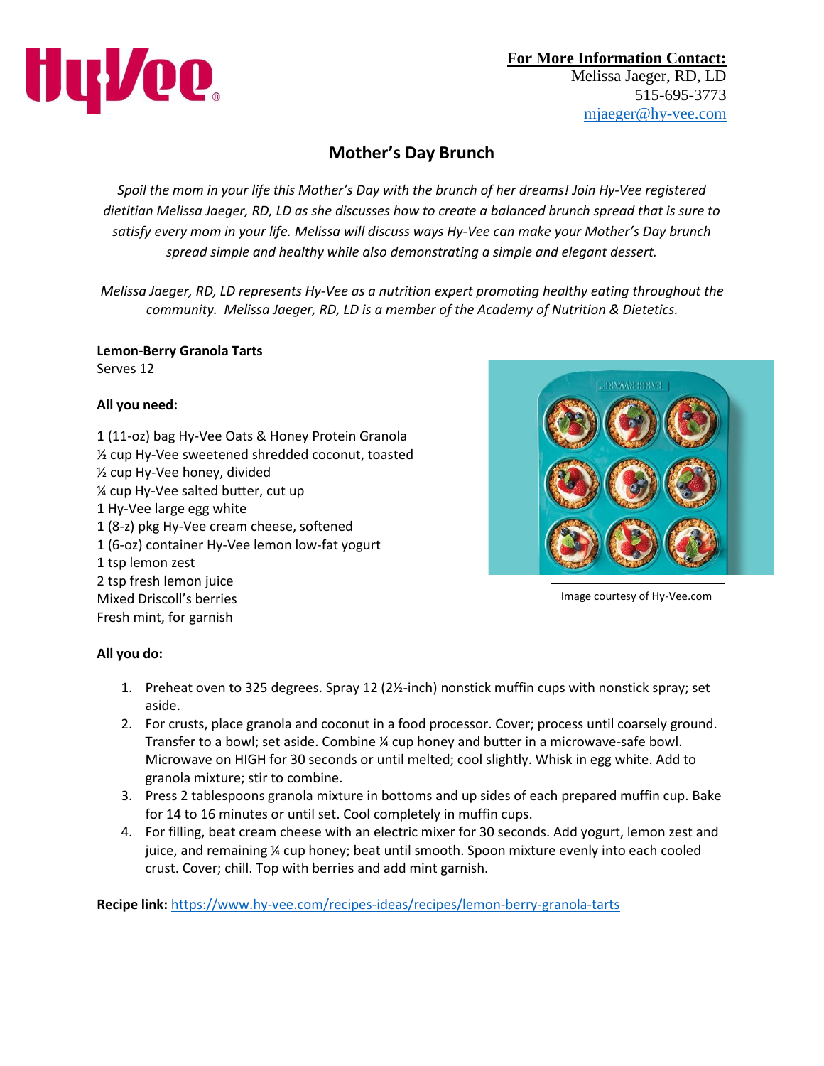**For More Information Contact:**
Melissa Jaeger, RD, LD
515-695-3773
mjaeger@hy-vee.com

# Mother's Day Brunch

*Spoil the mom in your life this Mother's Day with the brunch of her dreams! Join Hy-Vee registered dietitian Melissa Jaeger, RD, LD as she discusses how to create a balanced brunch spread that is sure to satisfy every mom in your life. Melissa will discuss ways Hy-Vee can make your Mother's Day brunch spread simple and healthy while also demonstrating a simple and elegant dessert.*

*Melissa Jaeger, RD, LD represents Hy-Vee as a nutrition expert promoting healthy eating throughout the community. Melissa Jaeger, RD, LD is a member of the Academy of Nutrition & Dietetics.*

**Lemon-Berry Granola Tarts**
Serves 12

**All you need:**

1 (11-oz) bag Hy-Vee Oats & Honey Protein Granola
½ cup Hy-Vee sweetened shredded coconut, toasted
½ cup Hy-Vee honey, divided
¼ cup Hy-Vee salted butter, cut up
1 Hy-Vee large egg white
1 (8-z) pkg Hy-Vee cream cheese, softened
1 (6-oz) container Hy-Vee lemon low-fat yogurt
1 tsp lemon zest
2 tsp fresh lemon juice
Mixed Driscoll's berries
Fresh mint, for garnish

Image courtesy of Hy-Vee.com

**All you do:**

1. Preheat oven to 325 degrees. Spray 12 (2½-inch) nonstick muffin cups with nonstick spray; set aside.
2. For crusts, place granola and coconut in a food processor. Cover; process until coarsely ground. Transfer to a bowl; set aside. Combine ¼ cup honey and butter in a microwave-safe bowl. Microwave on HIGH for 30 seconds or until melted; cool slightly. Whisk in egg white. Add to granola mixture; stir to combine.
3. Press 2 tablespoons granola mixture in bottoms and up sides of each prepared muffin cup. Bake for 14 to 16 minutes or until set. Cool completely in muffin cups.
4. For filling, beat cream cheese with an electric mixer for 30 seconds. Add yogurt, lemon zest and juice, and remaining ¼ cup honey; beat until smooth. Spoon mixture evenly into each cooled crust. Cover; chill. Top with berries and add mint garnish.

**Recipe link:** https://www.hy-vee.com/recipes-ideas/recipes/lemon-berry-granola-tarts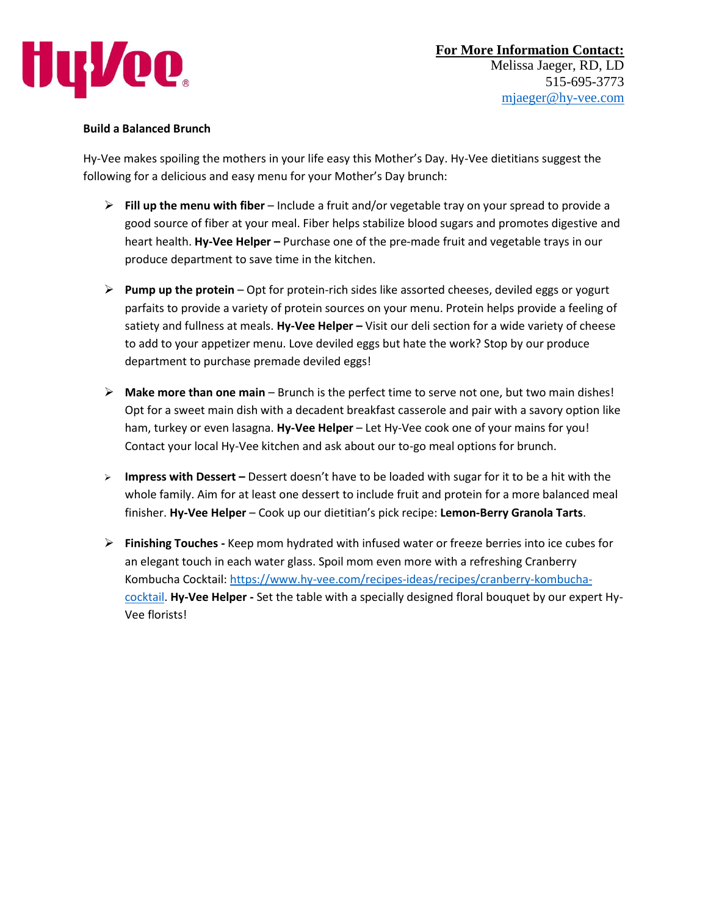**For More Information Contact:**
Melissa Jaeger, RD, LD
515-695-3773
mjaeger@hy-vee.com

**Build a Balanced Brunch**

Hy-Vee makes spoiling the mothers in your life easy this Mother's Day. Hy-Vee dietitians suggest the following for a delicious and easy menu for your Mother's Day brunch:

- **Fill up the menu with fiber** – Include a fruit and/or vegetable tray on your spread to provide a good source of fiber at your meal. Fiber helps stabilize blood sugars and promotes digestive and heart health. **Hy-Vee Helper –** Purchase one of the pre-made fruit and vegetable trays in our produce department to save time in the kitchen.

- **Pump up the protein** – Opt for protein-rich sides like assorted cheeses, deviled eggs or yogurt parfaits to provide a variety of protein sources on your menu. Protein helps provide a feeling of satiety and fullness at meals. **Hy-Vee Helper –** Visit our deli section for a wide variety of cheese to add to your appetizer menu. Love deviled eggs but hate the work? Stop by our produce department to purchase premade deviled eggs!

- **Make more than one main** – Brunch is the perfect time to serve not one, but two main dishes! Opt for a sweet main dish with a decadent breakfast casserole and pair with a savory option like ham, turkey or even lasagna. **Hy-Vee Helper** – Let Hy-Vee cook one of your mains for you! Contact your local Hy-Vee kitchen and ask about our to-go meal options for brunch.

- **Impress with Dessert –** Dessert doesn't have to be loaded with sugar for it to be a hit with the whole family. Aim for at least one dessert to include fruit and protein for a more balanced meal finisher. **Hy-Vee Helper** – Cook up our dietitian's pick recipe: **Lemon-Berry Granola Tarts**.

- **Finishing Touches -** Keep mom hydrated with infused water or freeze berries into ice cubes for an elegant touch in each water glass. Spoil mom even more with a refreshing Cranberry Kombucha Cocktail: https://www.hy-vee.com/recipes-ideas/recipes/cranberry-kombucha-cocktail. **Hy-Vee Helper -** Set the table with a specially designed floral bouquet by our expert Hy-Vee florists!